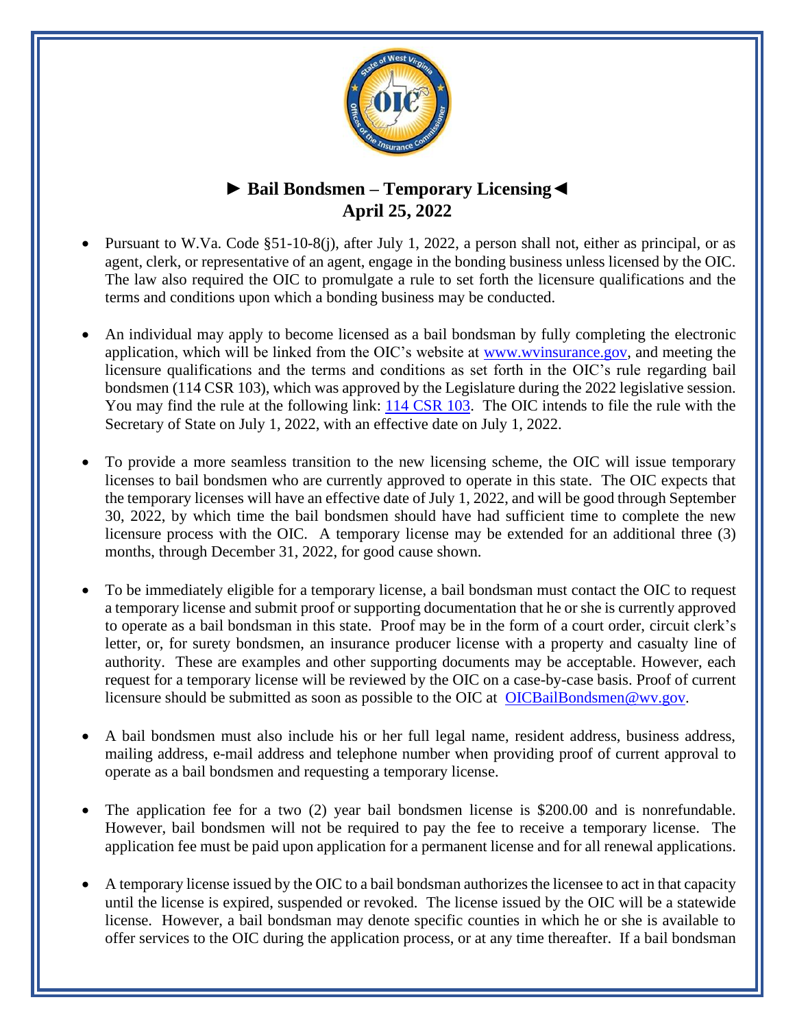# ► Bail Bondsmen – Temporary Licensing◄
## April 25, 2022

- Pursuant to W.Va. Code §51-10-8(j), after July 1, 2022, a person shall not, either as principal, or as agent, clerk, or representative of an agent, engage in the bonding business unless licensed by the OIC. The law also required the OIC to promulgate a rule to set forth the licensure qualifications and the terms and conditions upon which a bonding business may be conducted.

- An individual may apply to become licensed as a bail bondsman by fully completing the electronic application, which will be linked from the OIC's website at [www.wvinsurance.gov](http://www.wvinsurance.gov), and meeting the licensure qualifications and the terms and conditions as set forth in the OIC's rule regarding bail bondsmen (114 CSR 103), which was approved by the Legislature during the 2022 legislative session. You may find the rule at the following link: 114 CSR 103. The OIC intends to file the rule with the Secretary of State on July 1, 2022, with an effective date on July 1, 2022.

- To provide a more seamless transition to the new licensing scheme, the OIC will issue temporary licenses to bail bondsmen who are currently approved to operate in this state. The OIC expects that the temporary licenses will have an effective date of July 1, 2022, and will be good through September 30, 2022, by which time the bail bondsmen should have had sufficient time to complete the new licensure process with the OIC. A temporary license may be extended for an additional three (3) months, through December 31, 2022, for good cause shown.

- To be immediately eligible for a temporary license, a bail bondsman must contact the OIC to request a temporary license and submit proof or supporting documentation that he or she is currently approved to operate as a bail bondsman in this state. Proof may be in the form of a court order, circuit clerk's letter, or, for surety bondsmen, an insurance producer license with a property and casualty line of authority. These are examples and other supporting documents may be acceptable. However, each request for a temporary license will be reviewed by the OIC on a case-by-case basis. Proof of current licensure should be submitted as soon as possible to the OIC at OICBailBondsmen@wv.gov.

- A bail bondsmen must also include his or her full legal name, resident address, business address, mailing address, e-mail address and telephone number when providing proof of current approval to operate as a bail bondsmen and requesting a temporary license.

- The application fee for a two (2) year bail bondsmen license is $200.00 and is nonrefundable. However, bail bondsmen will not be required to pay the fee to receive a temporary license. The application fee must be paid upon application for a permanent license and for all renewal applications.

- A temporary license issued by the OIC to a bail bondsman authorizes the licensee to act in that capacity until the license is expired, suspended or revoked. The license issued by the OIC will be a statewide license. However, a bail bondsman may denote specific counties in which he or she is available to offer services to the OIC during the application process, or at any time thereafter. If a bail bondsman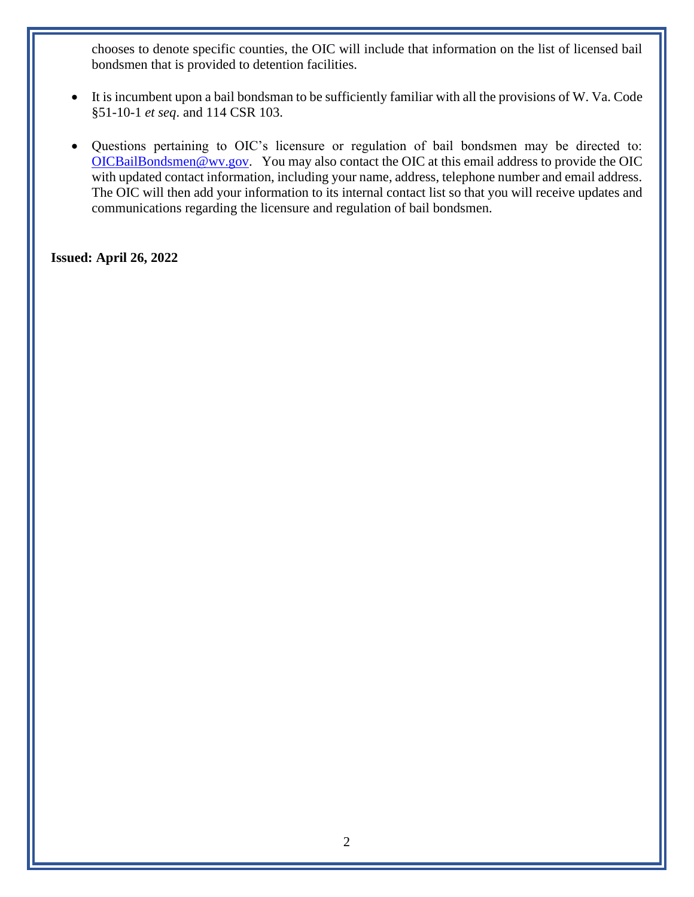chooses to denote specific counties, the OIC will include that information on the list of licensed bail bondsmen that is provided to detention facilities.

- It is incumbent upon a bail bondsman to be sufficiently familiar with all the provisions of W. Va. Code §51-10-1 *et seq*. and 114 CSR 103.

- Questions pertaining to OIC's licensure or regulation of bail bondsmen may be directed to: OICBailBondsmen@wv.gov. You may also contact the OIC at this email address to provide the OIC with updated contact information, including your name, address, telephone number and email address. The OIC will then add your information to its internal contact list so that you will receive updates and communications regarding the licensure and regulation of bail bondsmen.

**Issued: April 26, 2022**